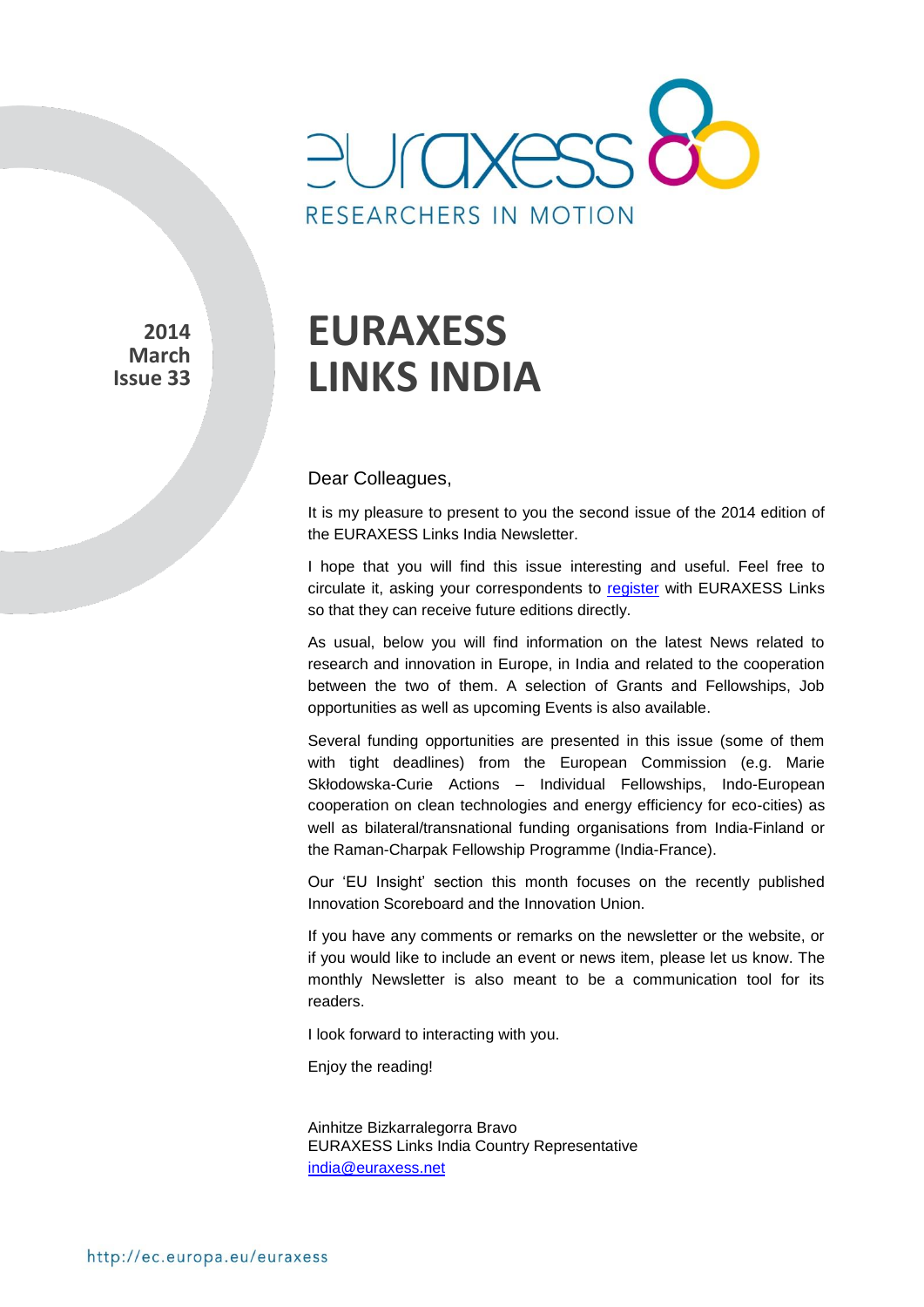EURAXESS RESEARCHERS IN MOTION

**2014**
**March**
**Issue 33**

# EURAXESS LINKS INDIA

Dear Colleagues,

It is my pleasure to present to you the second issue of the 2014 edition of the EURAXESS Links India Newsletter.

I hope that you will find this issue interesting and useful. Feel free to circulate it, asking your correspondents to register with EURAXESS Links so that they can receive future editions directly.

As usual, below you will find information on the latest News related to research and innovation in Europe, in India and related to the cooperation between the two of them. A selection of Grants and Fellowships, Job opportunities as well as upcoming Events is also available.

Several funding opportunities are presented in this issue (some of them with tight deadlines) from the European Commission (e.g. Marie Skłodowska-Curie Actions – Individual Fellowships, Indo-European cooperation on clean technologies and energy efficiency for eco-cities) as well as bilateral/transnational funding organisations from India-Finland or the Raman-Charpak Fellowship Programme (India-France).

Our 'EU Insight' section this month focuses on the recently published Innovation Scoreboard and the Innovation Union.

If you have any comments or remarks on the newsletter or the website, or if you would like to include an event or news item, please let us know. The monthly Newsletter is also meant to be a communication tool for its readers.

I look forward to interacting with you.

Enjoy the reading!

Ainhitze Bizkarralegorra Bravo
EURAXESS Links India Country Representative
india@euraxess.net

http://ec.europa.eu/euraxess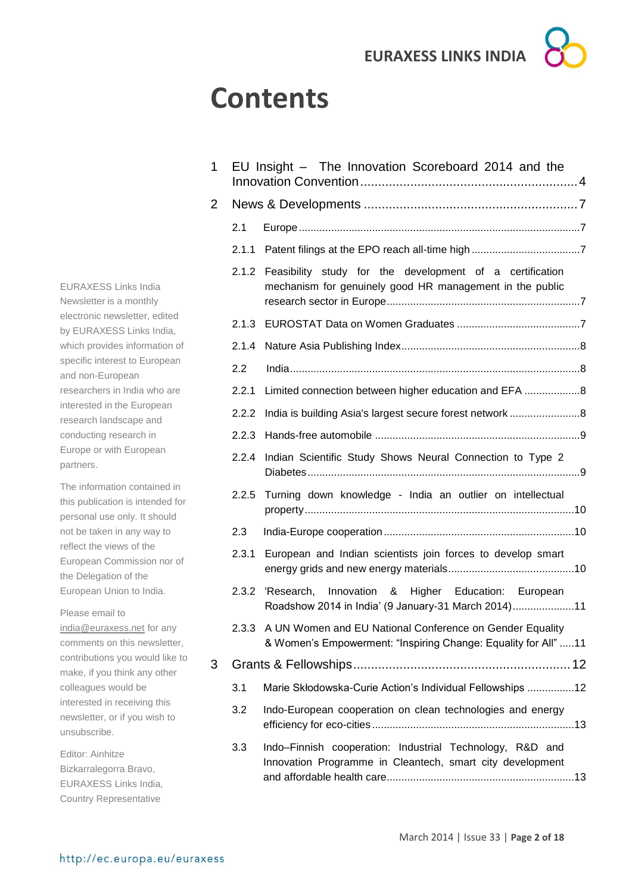# Contents

1 EU Insight – The Innovation Scoreboard 2014 and the Innovation Convention ..... 4

2 News & Developments ..... 7

- 2.1 Europe ..... 7
- 2.1.1 Patent filings at the EPO reach all-time high ..... 7
- 2.1.2 Feasibility study for the development of a certification mechanism for genuinely good HR management in the public research sector in Europe ..... 7
- 2.1.3 EUROSTAT Data on Women Graduates ..... 7
- 2.1.4 Nature Asia Publishing Index ..... 8
- 2.2 India ..... 8
- 2.2.1 Limited connection between higher education and EFA ..... 8
- 2.2.2 India is building Asia's largest secure forest network ..... 8
- 2.2.3 Hands-free automobile ..... 9
- 2.2.4 Indian Scientific Study Shows Neural Connection to Type 2 Diabetes ..... 9
- 2.2.5 Turning down knowledge - India an outlier on intellectual property ..... 10
- 2.3 India-Europe cooperation ..... 10
- 2.3.1 European and Indian scientists join forces to develop smart energy grids and new energy materials ..... 10
- 2.3.2 'Research, Innovation & Higher Education: European Roadshow 2014 in India' (9 January-31 March 2014) ..... 11
- 2.3.3 A UN Women and EU National Conference on Gender Equality & Women's Empowerment: "Inspiring Change: Equality for All" ..... 11

3 Grants & Fellowships ..... 12

- 3.1 Marie Skłodowska-Curie Action's Individual Fellowships ..... 12
- 3.2 Indo-European cooperation on clean technologies and energy efficiency for eco-cities ..... 13
- 3.3 Indo–Finnish cooperation: Industrial Technology, R&D and Innovation Programme in Cleantech, smart city development and affordable health care ..... 13

EURAXESS Links India Newsletter is a monthly electronic newsletter, edited by EURAXESS Links India, which provides information of specific interest to European and non-European researchers in India who are interested in the European research landscape and conducting research in Europe or with European partners.

The information contained in this publication is intended for personal use only. It should not be taken in any way to reflect the views of the European Commission nor of the Delegation of the European Union to India.

Please email to india@euraxess.net for any comments on this newsletter, contributions you would like to make, if you think any other colleagues would be interested in receiving this newsletter, or if you wish to unsubscribe.

Editor: Ainhitze Bizkarralegorra Bravo, EURAXESS Links India, Country Representative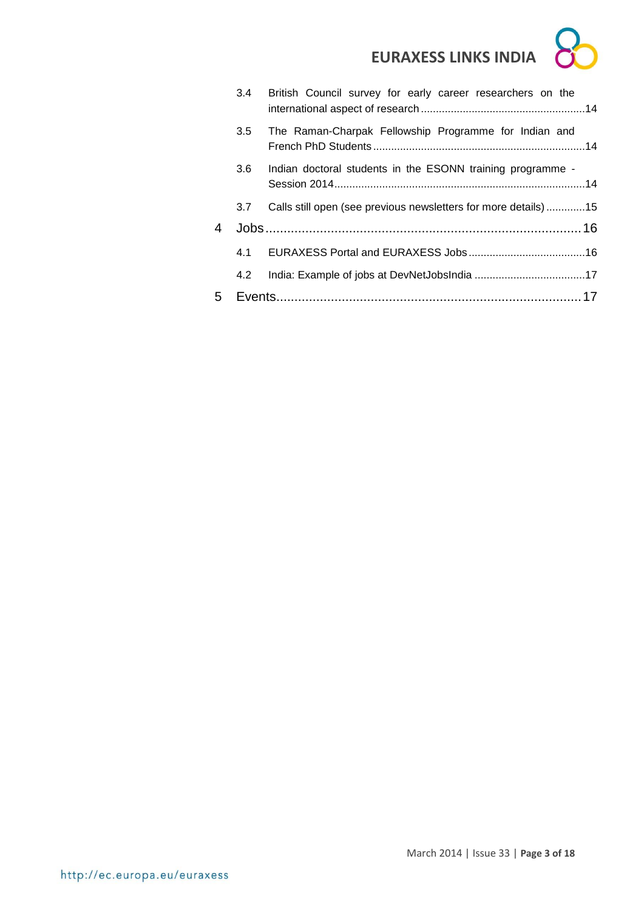- 3.4 British Council survey for early career researchers on the international aspect of research ...... 14
- 3.5 The Raman-Charpak Fellowship Programme for Indian and French PhD Students ...... 14
- 3.6 Indian doctoral students in the ESONN training programme - Session 2014 ...... 14
- 3.7 Calls still open (see previous newsletters for more details) ...... 15

4 Jobs ...... 16

- 4.1 EURAXESS Portal and EURAXESS Jobs ...... 16
- 4.2 India: Example of jobs at DevNetJobsIndia ...... 17

5 Events ...... 17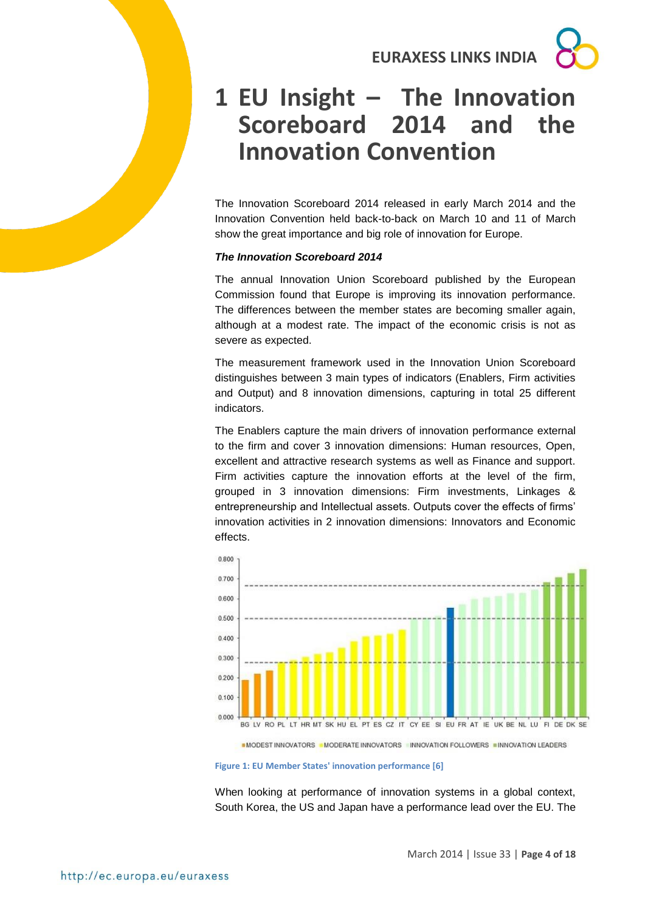# 1 EU Insight – The Innovation Scoreboard 2014 and the Innovation Convention

The Innovation Scoreboard 2014 released in early March 2014 and the Innovation Convention held back-to-back on March 10 and 11 of March show the great importance and big role of innovation for Europe.

***The Innovation Scoreboard 2014***

The annual Innovation Union Scoreboard published by the European Commission found that Europe is improving its innovation performance. The differences between the member states are becoming smaller again, although at a modest rate. The impact of the economic crisis is not as severe as expected.

The measurement framework used in the Innovation Union Scoreboard distinguishes between 3 main types of indicators (Enablers, Firm activities and Output) and 8 innovation dimensions, capturing in total 25 different indicators.

The Enablers capture the main drivers of innovation performance external to the firm and cover 3 innovation dimensions: Human resources, Open, excellent and attractive research systems as well as Finance and support. Firm activities capture the innovation efforts at the level of the firm, grouped in 3 innovation dimensions: Firm investments, Linkages & entrepreneurship and Intellectual assets. Outputs cover the effects of firms' innovation activities in 2 innovation dimensions: Innovators and Economic effects.

Figure 1: EU Member States' innovation performance [6]

When looking at performance of innovation systems in a global context, South Korea, the US and Japan have a performance lead over the EU. The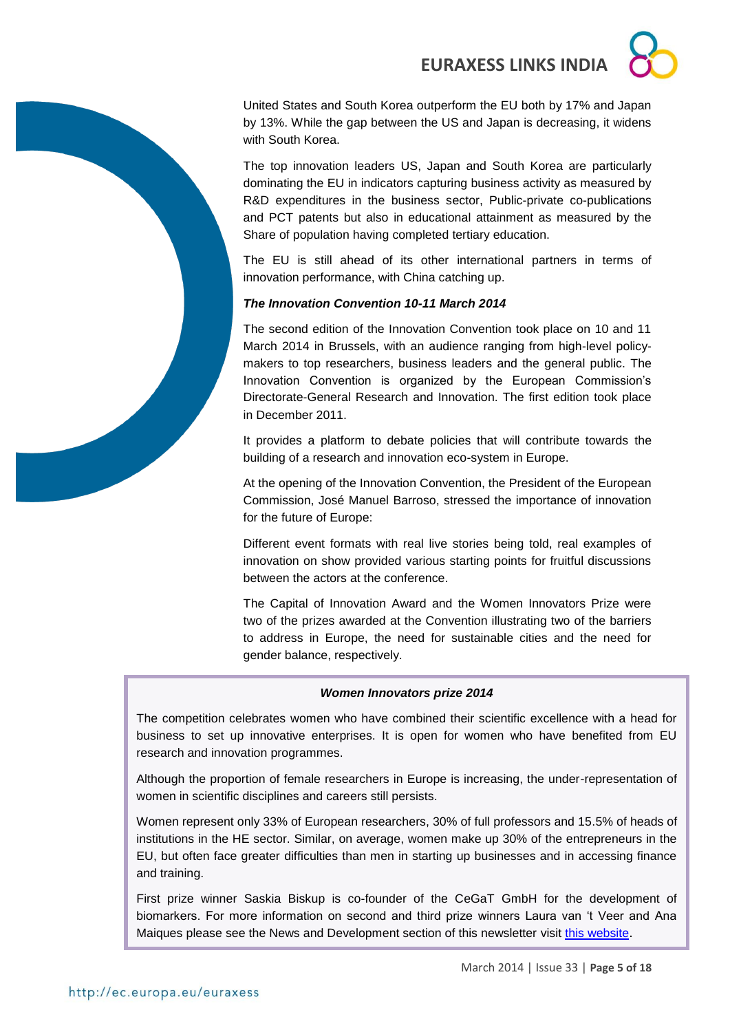United States and South Korea outperform the EU both by 17% and Japan by 13%. While the gap between the US and Japan is decreasing, it widens with South Korea.

The top innovation leaders US, Japan and South Korea are particularly dominating the EU in indicators capturing business activity as measured by R&D expenditures in the business sector, Public-private co-publications and PCT patents but also in educational attainment as measured by the Share of population having completed tertiary education.

The EU is still ahead of its other international partners in terms of innovation performance, with China catching up.

***The Innovation Convention 10-11 March 2014***

The second edition of the Innovation Convention took place on 10 and 11 March 2014 in Brussels, with an audience ranging from high-level policy-makers to top researchers, business leaders and the general public. The Innovation Convention is organized by the European Commission's Directorate-General Research and Innovation. The first edition took place in December 2011.

It provides a platform to debate policies that will contribute towards the building of a research and innovation eco-system in Europe.

At the opening of the Innovation Convention, the President of the European Commission, José Manuel Barroso, stressed the importance of innovation for the future of Europe:

Different event formats with real live stories being told, real examples of innovation on show provided various starting points for fruitful discussions between the actors at the conference.

The Capital of Innovation Award and the Women Innovators Prize were two of the prizes awarded at the Convention illustrating two of the barriers to address in Europe, the need for sustainable cities and the need for gender balance, respectively.

***Women Innovators prize 2014***

The competition celebrates women who have combined their scientific excellence with a head for business to set up innovative enterprises. It is open for women who have benefited from EU research and innovation programmes.

Although the proportion of female researchers in Europe is increasing, the under-representation of women in scientific disciplines and careers still persists.

Women represent only 33% of European researchers, 30% of full professors and 15.5% of heads of institutions in the HE sector. Similar, on average, women make up 30% of the entrepreneurs in the EU, but often face greater difficulties than men in starting up businesses and in accessing finance and training.

First prize winner Saskia Biskup is co-founder of the CeGaT GmbH for the development of biomarkers. For more information on second and third prize winners Laura van 't Veer and Ana Maiques please see the News and Development section of this newsletter visit this website.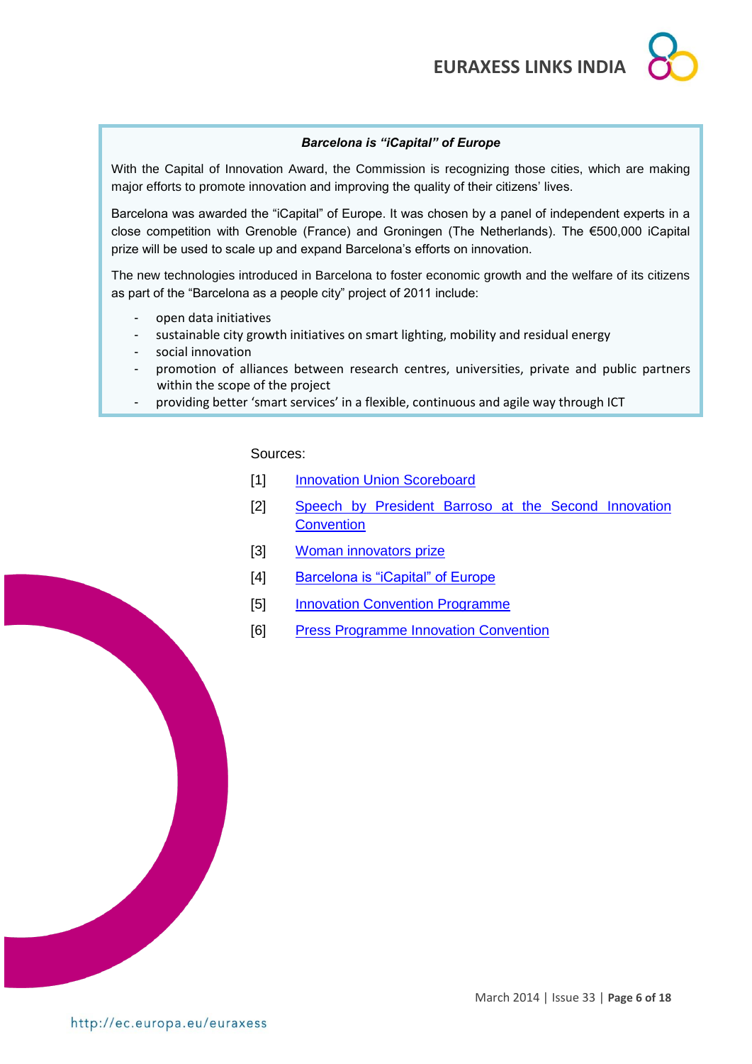### *Barcelona is "iCapital" of Europe*

With the Capital of Innovation Award, the Commission is recognizing those cities, which are making major efforts to promote innovation and improving the quality of their citizens' lives.

Barcelona was awarded the "iCapital" of Europe. It was chosen by a panel of independent experts in a close competition with Grenoble (France) and Groningen (The Netherlands). The €500,000 iCapital prize will be used to scale up and expand Barcelona's efforts on innovation.

The new technologies introduced in Barcelona to foster economic growth and the welfare of its citizens as part of the "Barcelona as a people city" project of 2011 include:

- open data initiatives
- sustainable city growth initiatives on smart lighting, mobility and residual energy
- social innovation
- promotion of alliances between research centres, universities, private and public partners within the scope of the project
- providing better 'smart services' in a flexible, continuous and agile way through ICT

Sources:

[1] Innovation Union Scoreboard

[2] Speech by President Barroso at the Second Innovation Convention

[3] Woman innovators prize

[4] Barcelona is "iCapital" of Europe

[5] Innovation Convention Programme

[6] Press Programme Innovation Convention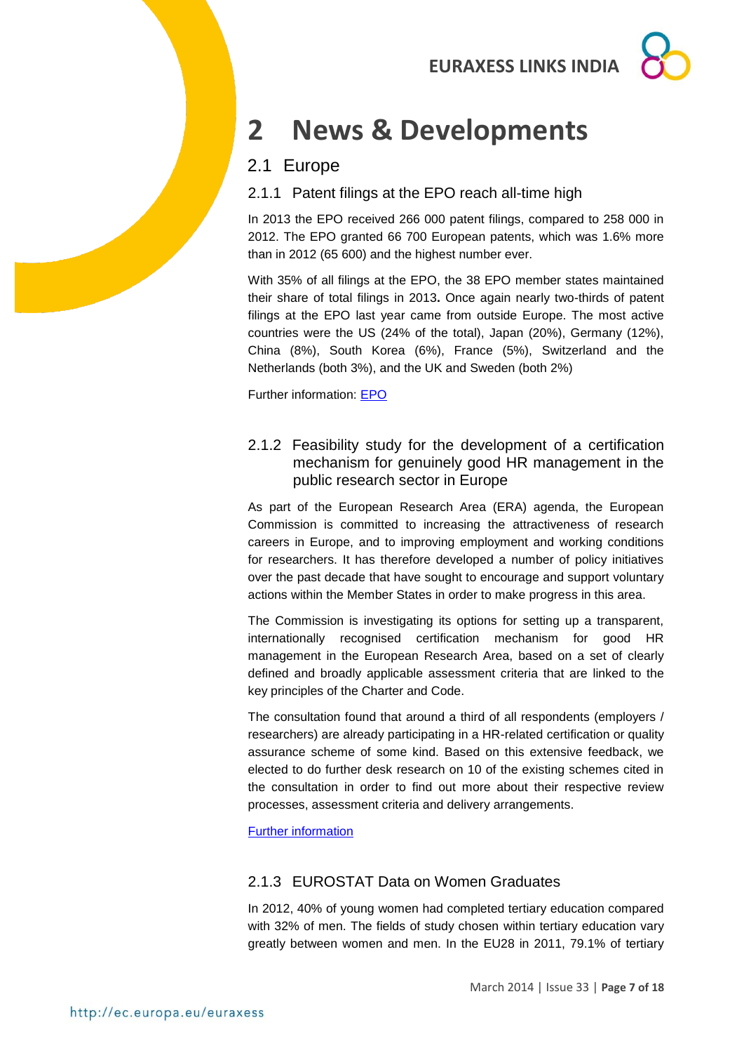# 2 News & Developments

## 2.1 Europe

### 2.1.1 Patent filings at the EPO reach all-time high

In 2013 the EPO received 266 000 patent filings, compared to 258 000 in 2012. The EPO granted 66 700 European patents, which was 1.6% more than in 2012 (65 600) and the highest number ever.

With 35% of all filings at the EPO, the 38 EPO member states maintained their share of total filings in 2013**.** Once again nearly two-thirds of patent filings at the EPO last year came from outside Europe. The most active countries were the US (24% of the total), Japan (20%), Germany (12%), China (8%), South Korea (6%), France (5%), Switzerland and the Netherlands (both 3%), and the UK and Sweden (both 2%)

Further information: EPO

### 2.1.2 Feasibility study for the development of a certification mechanism for genuinely good HR management in the public research sector in Europe

As part of the European Research Area (ERA) agenda, the European Commission is committed to increasing the attractiveness of research careers in Europe, and to improving employment and working conditions for researchers. It has therefore developed a number of policy initiatives over the past decade that have sought to encourage and support voluntary actions within the Member States in order to make progress in this area.

The Commission is investigating its options for setting up a transparent, internationally recognised certification mechanism for good HR management in the European Research Area, based on a set of clearly defined and broadly applicable assessment criteria that are linked to the key principles of the Charter and Code.

The consultation found that around a third of all respondents (employers / researchers) are already participating in a HR-related certification or quality assurance scheme of some kind. Based on this extensive feedback, we elected to do further desk research on 10 of the existing schemes cited in the consultation in order to find out more about their respective review processes, assessment criteria and delivery arrangements.

Further information

### 2.1.3 EUROSTAT Data on Women Graduates

In 2012, 40% of young women had completed tertiary education compared with 32% of men. The fields of study chosen within tertiary education vary greatly between women and men. In the EU28 in 2011, 79.1% of tertiary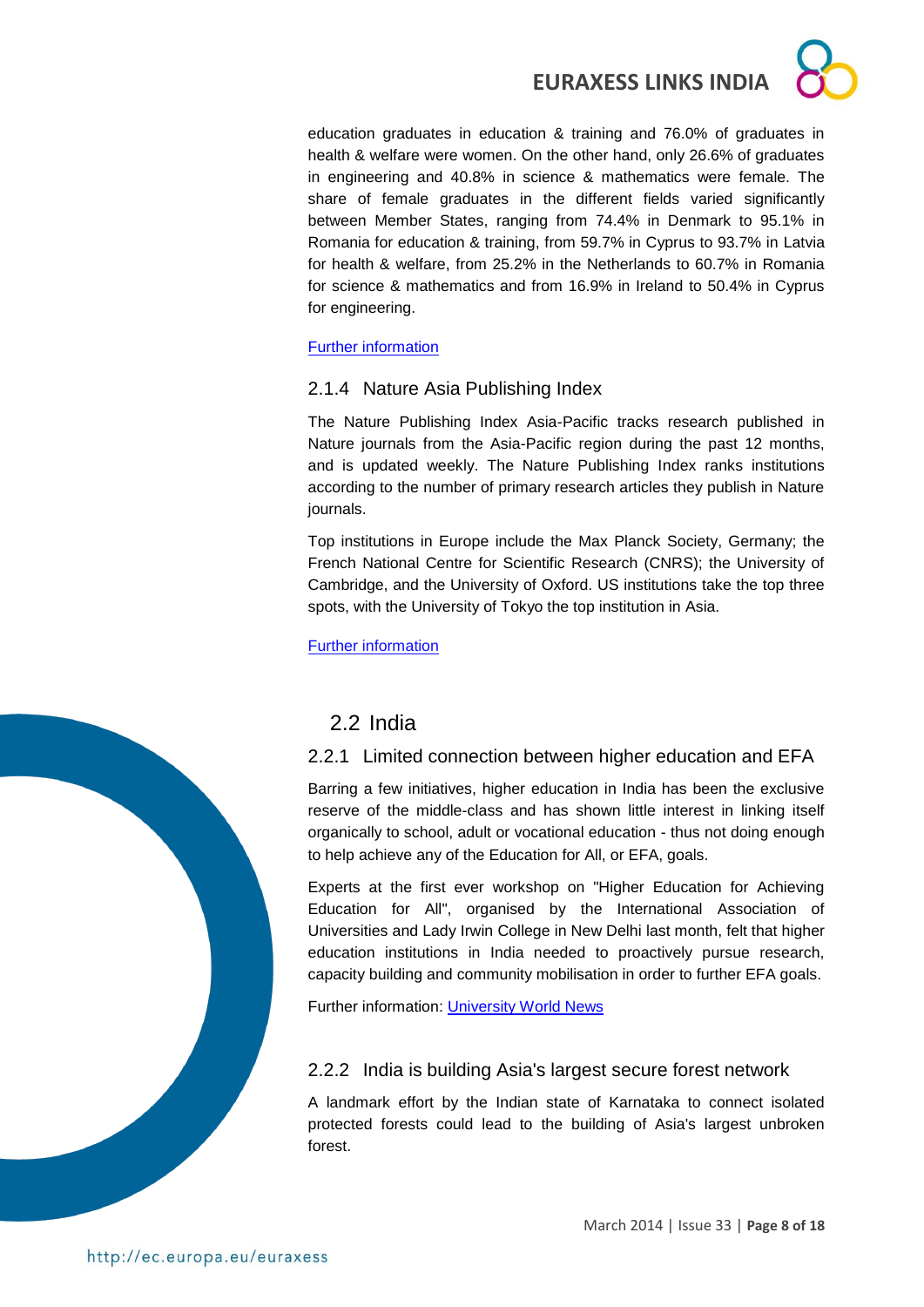education graduates in education & training and 76.0% of graduates in health & welfare were women. On the other hand, only 26.6% of graduates in engineering and 40.8% in science & mathematics were female. The share of female graduates in the different fields varied significantly between Member States, ranging from 74.4% in Denmark to 95.1% in Romania for education & training, from 59.7% in Cyprus to 93.7% in Latvia for health & welfare, from 25.2% in the Netherlands to 60.7% in Romania for science & mathematics and from 16.9% in Ireland to 50.4% in Cyprus for engineering.

Further information

### 2.1.4 Nature Asia Publishing Index

The Nature Publishing Index Asia-Pacific tracks research published in Nature journals from the Asia-Pacific region during the past 12 months, and is updated weekly. The Nature Publishing Index ranks institutions according to the number of primary research articles they publish in Nature journals.

Top institutions in Europe include the Max Planck Society, Germany; the French National Centre for Scientific Research (CNRS); the University of Cambridge, and the University of Oxford. US institutions take the top three spots, with the University of Tokyo the top institution in Asia.

Further information

## 2.2 India

### 2.2.1 Limited connection between higher education and EFA

Barring a few initiatives, higher education in India has been the exclusive reserve of the middle-class and has shown little interest in linking itself organically to school, adult or vocational education - thus not doing enough to help achieve any of the Education for All, or EFA, goals.

Experts at the first ever workshop on "Higher Education for Achieving Education for All", organised by the International Association of Universities and Lady Irwin College in New Delhi last month, felt that higher education institutions in India needed to proactively pursue research, capacity building and community mobilisation in order to further EFA goals.

Further information: University World News

### 2.2.2 India is building Asia's largest secure forest network

A landmark effort by the Indian state of Karnataka to connect isolated protected forests could lead to the building of Asia's largest unbroken forest.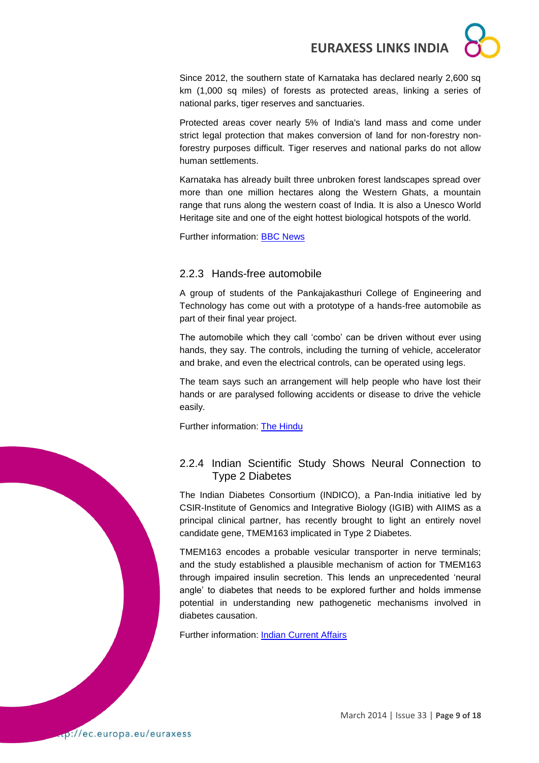Since 2012, the southern state of Karnataka has declared nearly 2,600 sq km (1,000 sq miles) of forests as protected areas, linking a series of national parks, tiger reserves and sanctuaries.

Protected areas cover nearly 5% of India's land mass and come under strict legal protection that makes conversion of land for non-forestry non-forestry purposes difficult. Tiger reserves and national parks do not allow human settlements.

Karnataka has already built three unbroken forest landscapes spread over more than one million hectares along the Western Ghats, a mountain range that runs along the western coast of India. It is also a Unesco World Heritage site and one of the eight hottest biological hotspots of the world.

Further information: [BBC News]

### 2.2.3 Hands-free automobile

A group of students of the Pankajakasthuri College of Engineering and Technology has come out with a prototype of a hands-free automobile as part of their final year project.

The automobile which they call 'combo' can be driven without ever using hands, they say. The controls, including the turning of vehicle, accelerator and brake, and even the electrical controls, can be operated using legs.

The team says such an arrangement will help people who have lost their hands or are paralysed following accidents or disease to drive the vehicle easily.

Further information: [The Hindu]

### 2.2.4 Indian Scientific Study Shows Neural Connection to Type 2 Diabetes

The Indian Diabetes Consortium (INDICO), a Pan-India initiative led by CSIR-Institute of Genomics and Integrative Biology (IGIB) with AIIMS as a principal clinical partner, has recently brought to light an entirely novel candidate gene, TMEM163 implicated in Type 2 Diabetes.

TMEM163 encodes a probable vesicular transporter in nerve terminals; and the study established a plausible mechanism of action for TMEM163 through impaired insulin secretion. This lends an unprecedented 'neural angle' to diabetes that needs to be explored further and holds immense potential in understanding new pathogenetic mechanisms involved in diabetes causation.

Further information: [Indian Current Affairs]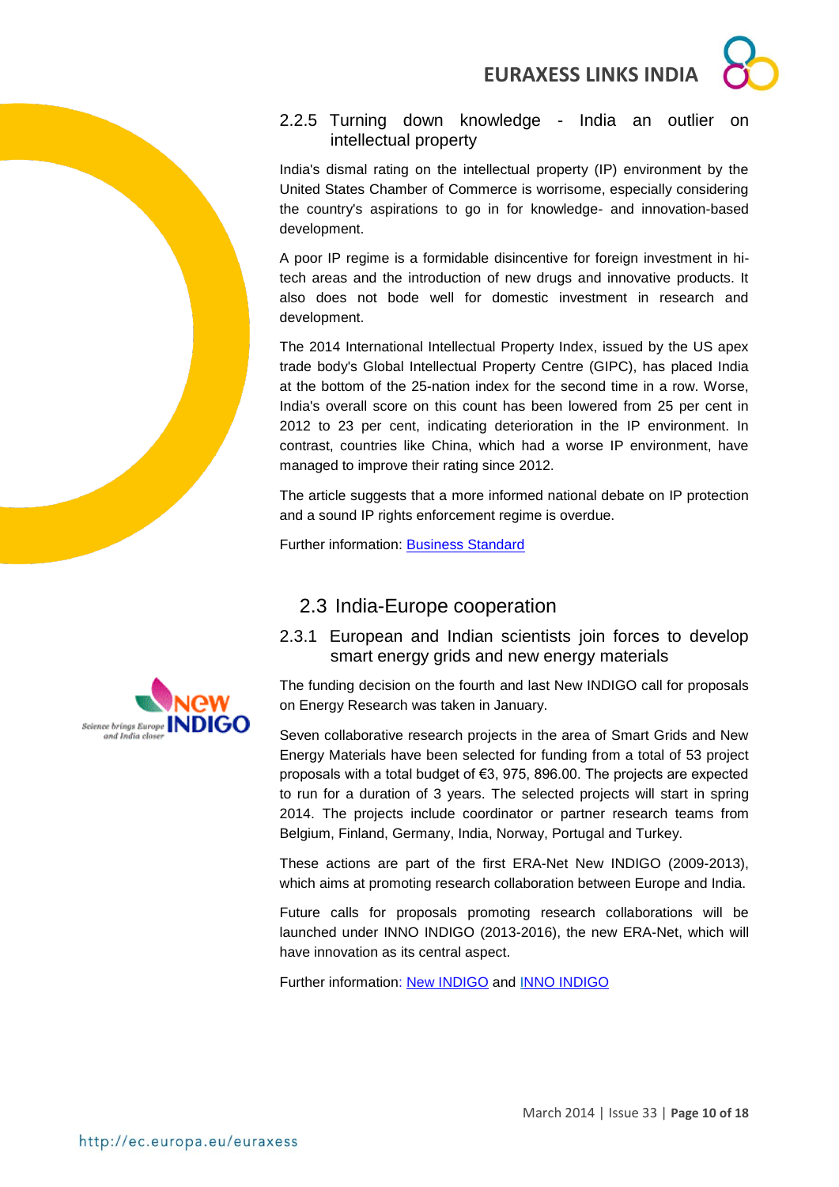### 2.2.5 Turning down knowledge - India an outlier on intellectual property

India's dismal rating on the intellectual property (IP) environment by the United States Chamber of Commerce is worrisome, especially considering the country's aspirations to go in for knowledge- and innovation-based development.

A poor IP regime is a formidable disincentive for foreign investment in hi-tech areas and the introduction of new drugs and innovative products. It also does not bode well for domestic investment in research and development.

The 2014 International Intellectual Property Index, issued by the US apex trade body's Global Intellectual Property Centre (GIPC), has placed India at the bottom of the 25-nation index for the second time in a row. Worse, India's overall score on this count has been lowered from 25 per cent in 2012 to 23 per cent, indicating deterioration in the IP environment. In contrast, countries like China, which had a worse IP environment, have managed to improve their rating since 2012.

The article suggests that a more informed national debate on IP protection and a sound IP rights enforcement regime is overdue.

Further information: Business Standard

## 2.3 India-Europe cooperation

### 2.3.1 European and Indian scientists join forces to develop smart energy grids and new energy materials

The funding decision on the fourth and last New INDIGO call for proposals on Energy Research was taken in January.

Seven collaborative research projects in the area of Smart Grids and New Energy Materials have been selected for funding from a total of 53 project proposals with a total budget of €3, 975, 896.00. The projects are expected to run for a duration of 3 years. The selected projects will start in spring 2014. The projects include coordinator or partner research teams from Belgium, Finland, Germany, India, Norway, Portugal and Turkey.

These actions are part of the first ERA-Net New INDIGO (2009-2013), which aims at promoting research collaboration between Europe and India.

Future calls for proposals promoting research collaborations will be launched under INNO INDIGO (2013-2016), the new ERA-Net, which will have innovation as its central aspect.

Further information: New INDIGO and INNO INDIGO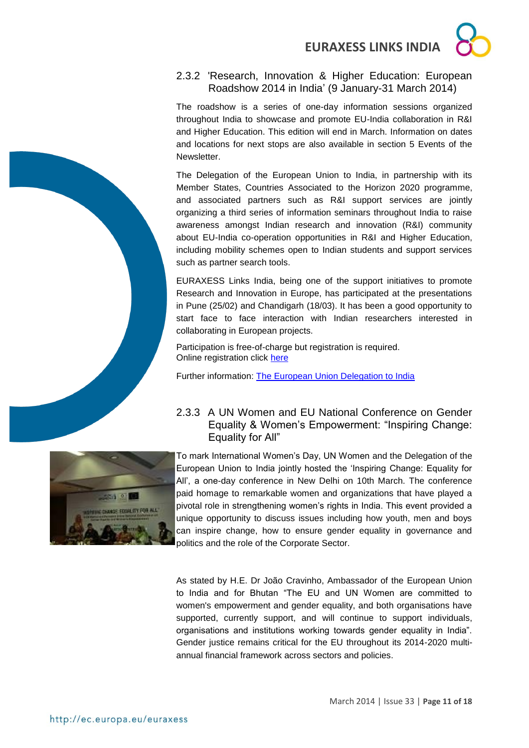### 2.3.2 'Research, Innovation & Higher Education: European Roadshow 2014 in India' (9 January-31 March 2014)

The roadshow is a series of one-day information sessions organized throughout India to showcase and promote EU-India collaboration in R&I and Higher Education. This edition will end in March. Information on dates and locations for next stops are also available in section 5 Events of the Newsletter.

The Delegation of the European Union to India, in partnership with its Member States, Countries Associated to the Horizon 2020 programme, and associated partners such as R&I support services are jointly organizing a third series of information seminars throughout India to raise awareness amongst Indian research and innovation (R&I) community about EU-India co-operation opportunities in R&I and Higher Education, including mobility schemes open to Indian students and support services such as partner search tools.

EURAXESS Links India, being one of the support initiatives to promote Research and Innovation in Europe, has participated at the presentations in Pune (25/02) and Chandigarh (18/03). It has been a good opportunity to start face to face interaction with Indian researchers interested in collaborating in European projects.

Participation is free-of-charge but registration is required.
Online registration click here

Further information: The European Union Delegation to India

### 2.3.3 A UN Women and EU National Conference on Gender Equality & Women's Empowerment: "Inspiring Change: Equality for All"

To mark International Women's Day, UN Women and the Delegation of the European Union to India jointly hosted the 'Inspiring Change: Equality for All', a one-day conference in New Delhi on 10th March. The conference paid homage to remarkable women and organizations that have played a pivotal role in strengthening women's rights in India. This event provided a unique opportunity to discuss issues including how youth, men and boys can inspire change, how to ensure gender equality in governance and politics and the role of the Corporate Sector.

As stated by H.E. Dr João Cravinho, Ambassador of the European Union to India and for Bhutan "The EU and UN Women are committed to women's empowerment and gender equality, and both organisations have supported, currently support, and will continue to support individuals, organisations and institutions working towards gender equality in India". Gender justice remains critical for the EU throughout its 2014-2020 multi-annual financial framework across sectors and policies.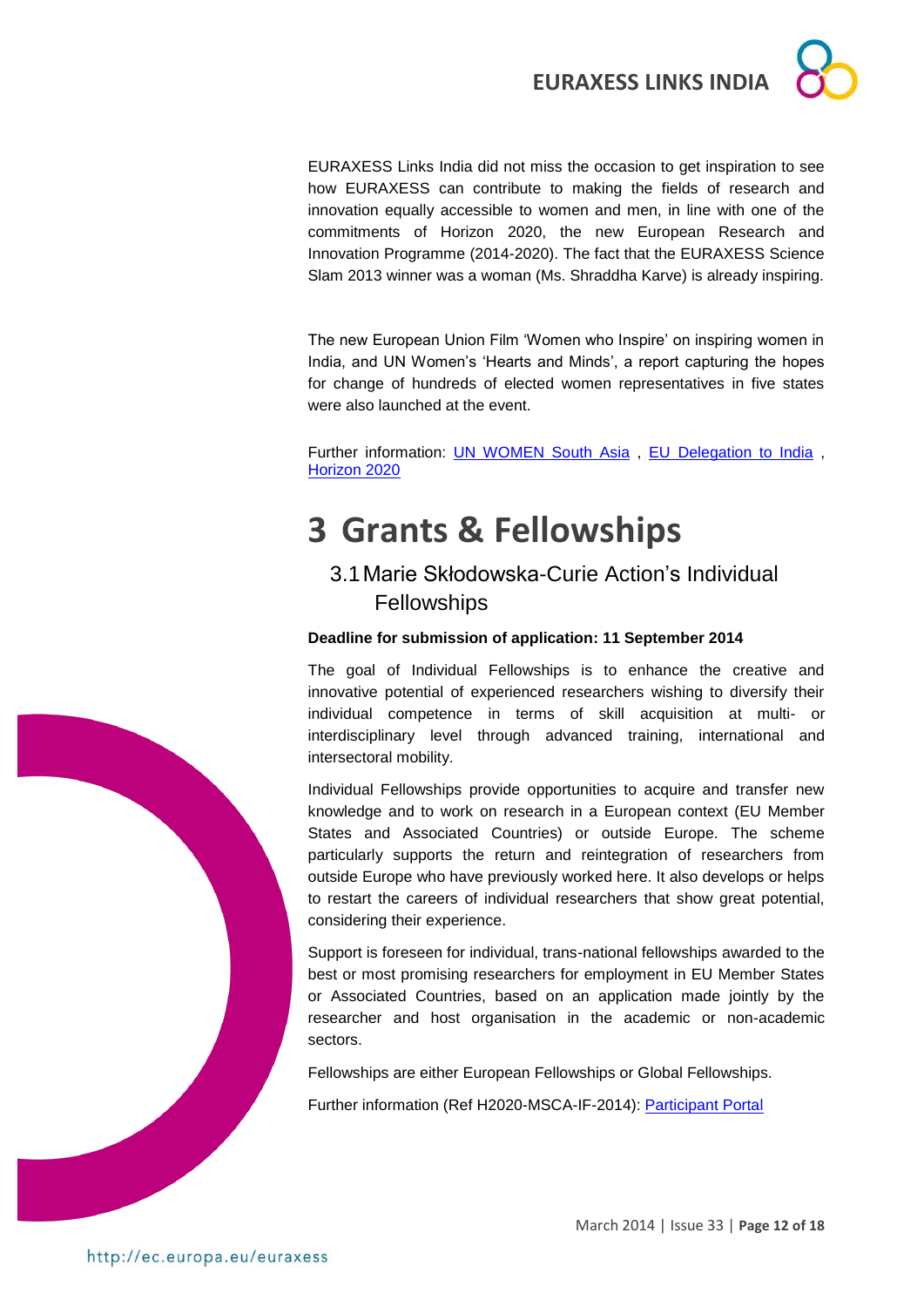EURAXESS Links India did not miss the occasion to get inspiration to see how EURAXESS can contribute to making the fields of research and innovation equally accessible to women and men, in line with one of the commitments of Horizon 2020, the new European Research and Innovation Programme (2014-2020). The fact that the EURAXESS Science Slam 2013 winner was a woman (Ms. Shraddha Karve) is already inspiring.

The new European Union Film 'Women who Inspire' on inspiring women in India, and UN Women's 'Hearts and Minds', a report capturing the hopes for change of hundreds of elected women representatives in five states were also launched at the event.

Further information: UN WOMEN South Asia , EU Delegation to India , Horizon 2020

# 3 Grants & Fellowships

## 3.1 Marie Skłodowska-Curie Action's Individual Fellowships

**Deadline for submission of application: 11 September 2014**

The goal of Individual Fellowships is to enhance the creative and innovative potential of experienced researchers wishing to diversify their individual competence in terms of skill acquisition at multi- or interdisciplinary level through advanced training, international and intersectoral mobility.

Individual Fellowships provide opportunities to acquire and transfer new knowledge and to work on research in a European context (EU Member States and Associated Countries) or outside Europe. The scheme particularly supports the return and reintegration of researchers from outside Europe who have previously worked here. It also develops or helps to restart the careers of individual researchers that show great potential, considering their experience.

Support is foreseen for individual, trans-national fellowships awarded to the best or most promising researchers for employment in EU Member States or Associated Countries, based on an application made jointly by the researcher and host organisation in the academic or non-academic sectors.

Fellowships are either European Fellowships or Global Fellowships.

Further information (Ref H2020-MSCA-IF-2014): Participant Portal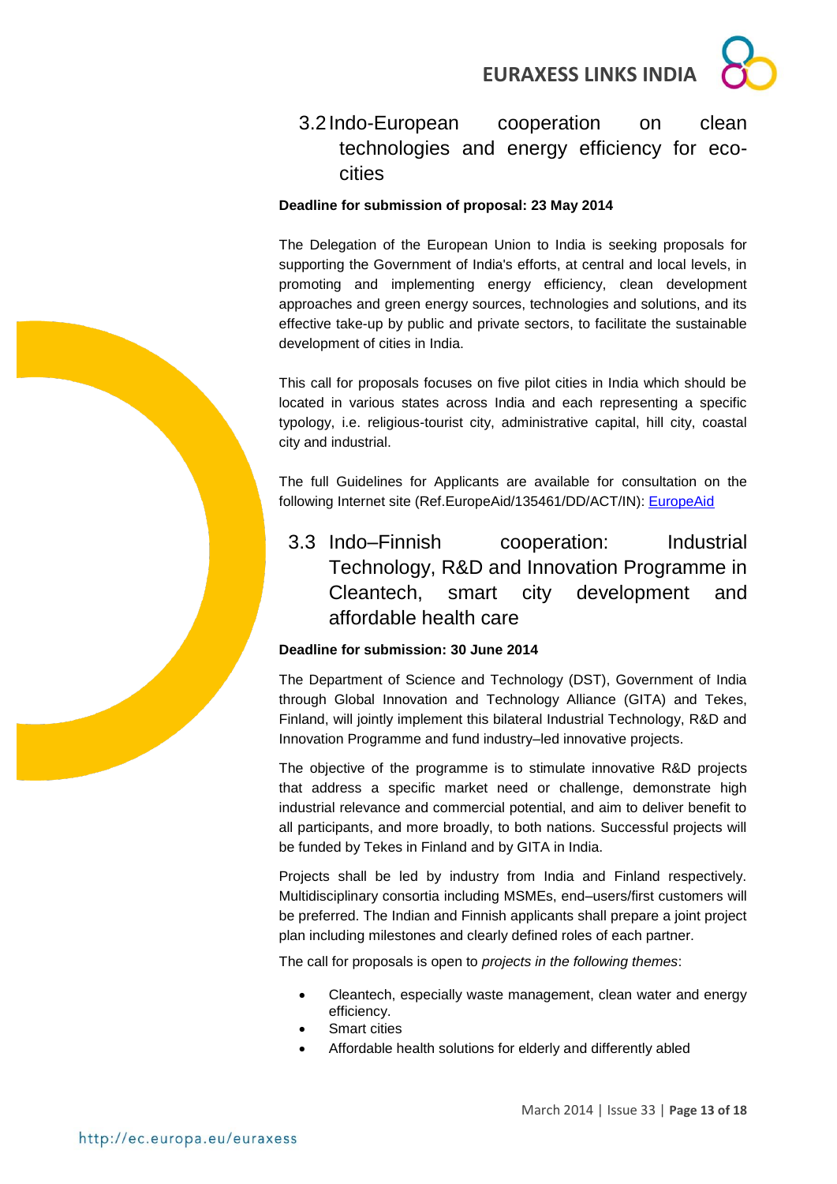## 3.2 Indo-European cooperation on clean technologies and energy efficiency for eco-cities

**Deadline for submission of proposal: 23 May 2014**

The Delegation of the European Union to India is seeking proposals for supporting the Government of India's efforts, at central and local levels, in promoting and implementing energy efficiency, clean development approaches and green energy sources, technologies and solutions, and its effective take-up by public and private sectors, to facilitate the sustainable development of cities in India.

This call for proposals focuses on five pilot cities in India which should be located in various states across India and each representing a specific typology, i.e. religious-tourist city, administrative capital, hill city, coastal city and industrial.

The full Guidelines for Applicants are available for consultation on the following Internet site (Ref.EuropeAid/135461/DD/ACT/IN): EuropeAid

## 3.3 Indo–Finnish cooperation: Industrial Technology, R&D and Innovation Programme in Cleantech, smart city development and affordable health care

**Deadline for submission: 30 June 2014**

The Department of Science and Technology (DST), Government of India through Global Innovation and Technology Alliance (GITA) and Tekes, Finland, will jointly implement this bilateral Industrial Technology, R&D and Innovation Programme and fund industry–led innovative projects.

The objective of the programme is to stimulate innovative R&D projects that address a specific market need or challenge, demonstrate high industrial relevance and commercial potential, and aim to deliver benefit to all participants, and more broadly, to both nations. Successful projects will be funded by Tekes in Finland and by GITA in India.

Projects shall be led by industry from India and Finland respectively. Multidisciplinary consortia including MSMEs, end–users/first customers will be preferred. The Indian and Finnish applicants shall prepare a joint project plan including milestones and clearly defined roles of each partner.

The call for proposals is open to *projects in the following themes*:

- Cleantech, especially waste management, clean water and energy efficiency.
- Smart cities
- Affordable health solutions for elderly and differently abled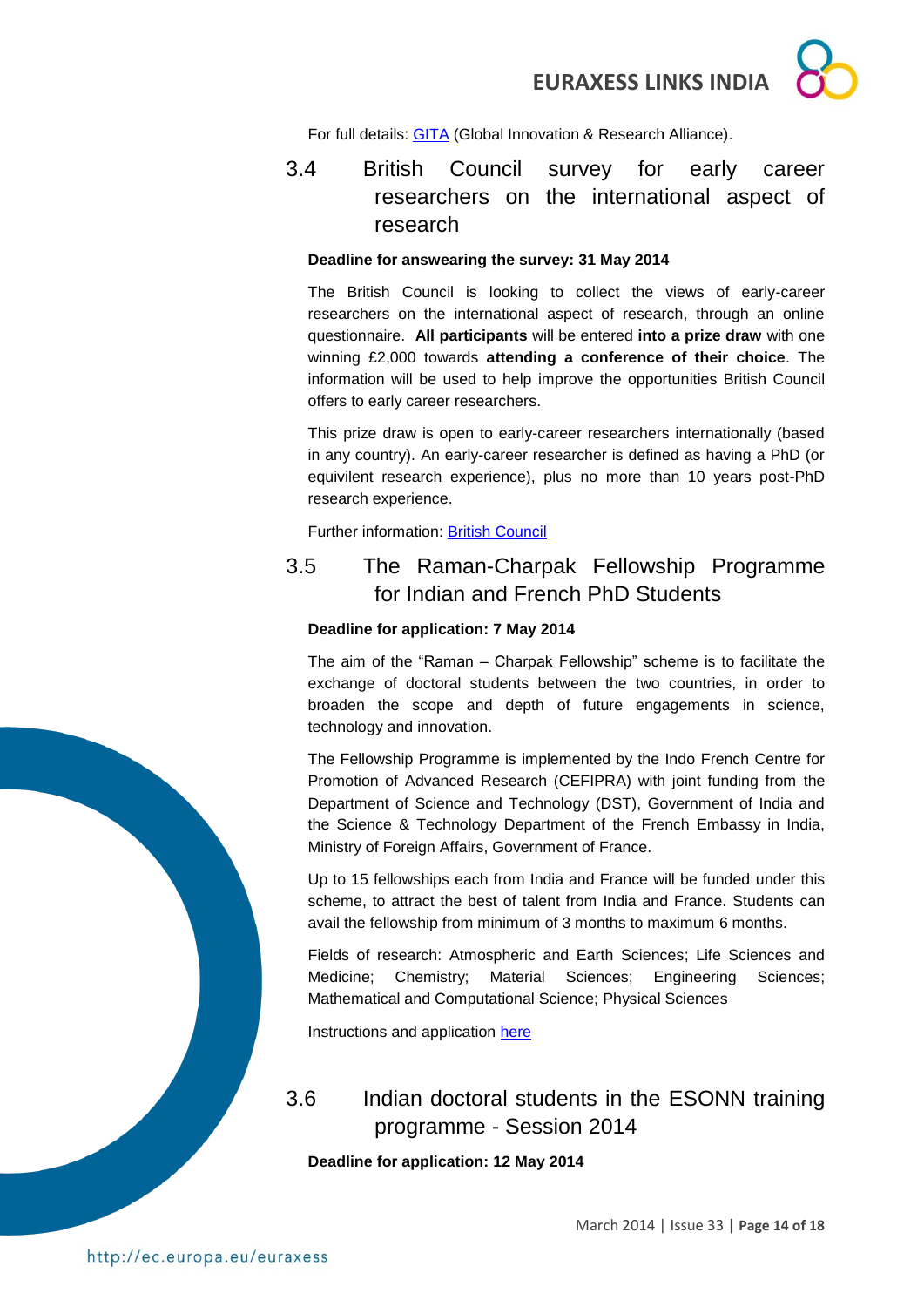For full details: [GITA](GITA) (Global Innovation & Research Alliance).

## 3.4 British Council survey for early career researchers on the international aspect of research

**Deadline for answearing the survey: 31 May 2014**

The British Council is looking to collect the views of early-career researchers on the international aspect of research, through an online questionnaire. **All participants** will be entered **into a prize draw** with one winning £2,000 towards **attending a conference of their choice**. The information will be used to help improve the opportunities British Council offers to early career researchers.

This prize draw is open to early-career researchers internationally (based in any country). An early-career researcher is defined as having a PhD (or equivilent research experience), plus no more than 10 years post-PhD research experience.

Further information: British Council

## 3.5 The Raman-Charpak Fellowship Programme for Indian and French PhD Students

**Deadline for application: 7 May 2014**

The aim of the "Raman – Charpak Fellowship" scheme is to facilitate the exchange of doctoral students between the two countries, in order to broaden the scope and depth of future engagements in science, technology and innovation.

The Fellowship Programme is implemented by the Indo French Centre for Promotion of Advanced Research (CEFIPRA) with joint funding from the Department of Science and Technology (DST), Government of India and the Science & Technology Department of the French Embassy in India, Ministry of Foreign Affairs, Government of France.

Up to 15 fellowships each from India and France will be funded under this scheme, to attract the best of talent from India and France. Students can avail the fellowship from minimum of 3 months to maximum 6 months.

Fields of research: Atmospheric and Earth Sciences; Life Sciences and Medicine; Chemistry; Material Sciences; Engineering Sciences; Mathematical and Computational Science; Physical Sciences

Instructions and application here

## 3.6 Indian doctoral students in the ESONN training programme - Session 2014

**Deadline for application: 12 May 2014**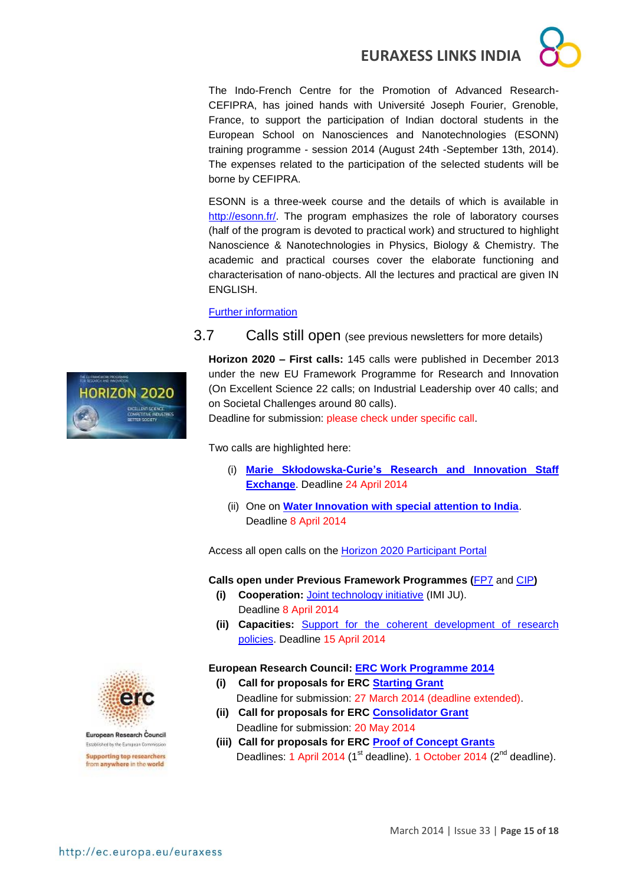The Indo-French Centre for the Promotion of Advanced Research-CEFIPRA, has joined hands with Université Joseph Fourier, Grenoble, France, to support the participation of Indian doctoral students in the European School on Nanosciences and Nanotechnologies (ESONN) training programme - session 2014 (August 24th -September 13th, 2014). The expenses related to the participation of the selected students will be borne by CEFIPRA.

ESONN is a three-week course and the details of which is available in http://esonn.fr/. The program emphasizes the role of laboratory courses (half of the program is devoted to practical work) and structured to highlight Nanoscience & Nanotechnologies in Physics, Biology & Chemistry. The academic and practical courses cover the elaborate functioning and characterisation of nano-objects. All the lectures and practical are given IN ENGLISH.

Further information

## 3.7 Calls still open (see previous newsletters for more details)

**Horizon 2020 – First calls:** 145 calls were published in December 2013 under the new EU Framework Programme for Research and Innovation (On Excellent Science 22 calls; on Industrial Leadership over 40 calls; and on Societal Challenges around 80 calls).
Deadline for submission: please check under specific call.

Two calls are highlighted here:

(i) **Marie Skłodowska-Curie's Research and Innovation Staff Exchange**. Deadline 24 April 2014

(ii) One on **Water Innovation with special attention to India**. Deadline 8 April 2014

Access all open calls on the Horizon 2020 Participant Portal

**Calls open under Previous Framework Programmes (FP7 and CIP)**

**(i) Cooperation:** Joint technology initiative (IMI JU). Deadline 8 April 2014

**(ii) Capacities:** Support for the coherent development of research policies. Deadline 15 April 2014

**European Research Council: ERC Work Programme 2014**

**(i) Call for proposals for ERC Starting Grant**
Deadline for submission: 27 March 2014 (deadline extended).

**(ii) Call for proposals for ERC Consolidator Grant**
Deadline for submission: 20 May 2014

**(iii) Call for proposals for ERC Proof of Concept Grants**
Deadlines: 1 April 2014 (1st deadline). 1 October 2014 (2nd deadline).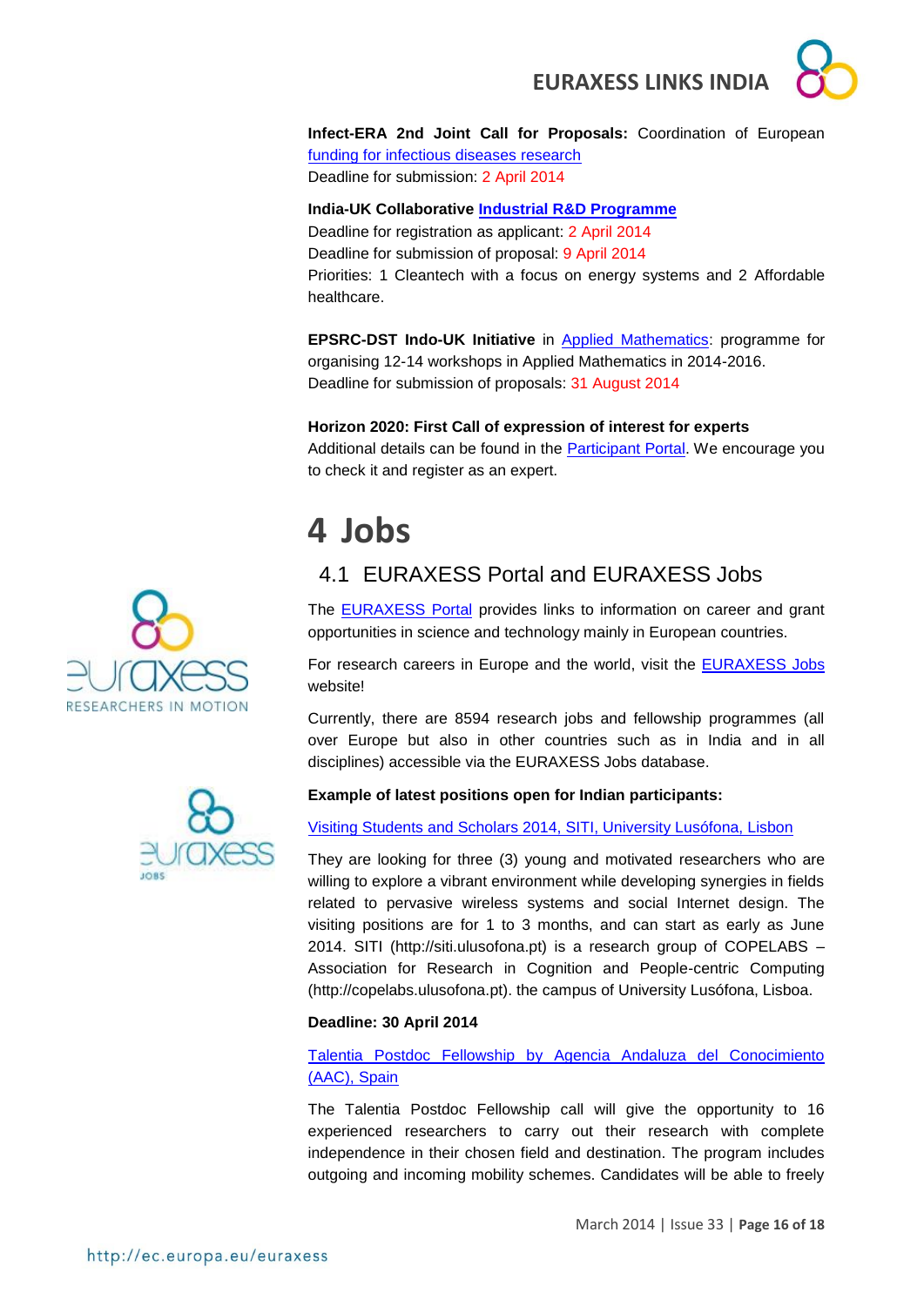**Infect-ERA 2nd Joint Call for Proposals:** Coordination of European funding for infectious diseases research
Deadline for submission: 2 April 2014

**India-UK Collaborative Industrial R&D Programme**
Deadline for registration as applicant: 2 April 2014
Deadline for submission of proposal: 9 April 2014
Priorities: 1 Cleantech with a focus on energy systems and 2 Affordable healthcare.

**EPSRC-DST Indo-UK Initiative** in Applied Mathematics: programme for organising 12-14 workshops in Applied Mathematics in 2014-2016.
Deadline for submission of proposals: 31 August 2014

**Horizon 2020: First Call of expression of interest for experts**
Additional details can be found in the Participant Portal. We encourage you to check it and register as an expert.

# 4 Jobs

## 4.1 EURAXESS Portal and EURAXESS Jobs

The EURAXESS Portal provides links to information on career and grant opportunities in science and technology mainly in European countries.

For research careers in Europe and the world, visit the EURAXESS Jobs website!

Currently, there are 8594 research jobs and fellowship programmes (all over Europe but also in other countries such as in India and in all disciplines) accessible via the EURAXESS Jobs database.

**Example of latest positions open for Indian participants:**

Visiting Students and Scholars 2014, SITI, University Lusófona, Lisbon

They are looking for three (3) young and motivated researchers who are willing to explore a vibrant environment while developing synergies in fields related to pervasive wireless systems and social Internet design. The visiting positions are for 1 to 3 months, and can start as early as June 2014. SITI (http://siti.ulusofona.pt) is a research group of COPELABS – Association for Research in Cognition and People-centric Computing (http://copelabs.ulusofona.pt). the campus of University Lusófona, Lisboa.

**Deadline: 30 April 2014**

Talentia Postdoc Fellowship by Agencia Andaluza del Conocimiento (AAC), Spain

The Talentia Postdoc Fellowship call will give the opportunity to 16 experienced researchers to carry out their research with complete independence in their chosen field and destination. The program includes outgoing and incoming mobility schemes. Candidates will be able to freely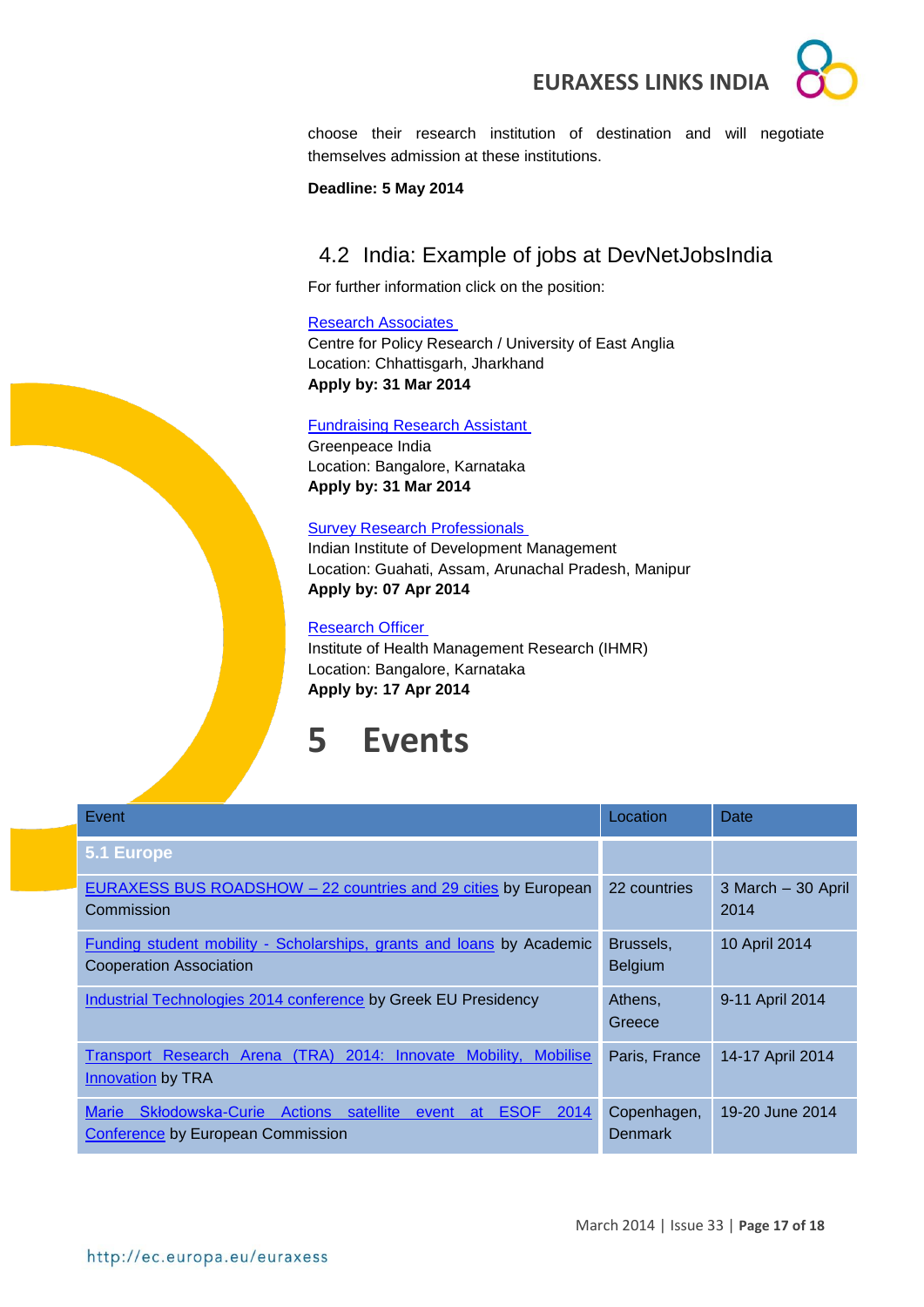choose their research institution of destination and will negotiate themselves admission at these institutions.

**Deadline: 5 May 2014**

## 4.2 India: Example of jobs at DevNetJobsIndia

For further information click on the position:

Research Associates
Centre for Policy Research / University of East Anglia
Location: Chhattisgarh, Jharkhand
**Apply by: 31 Mar 2014**

Fundraising Research Assistant
Greenpeace India
Location: Bangalore, Karnataka
**Apply by: 31 Mar 2014**

Survey Research Professionals
Indian Institute of Development Management
Location: Guahati, Assam, Arunachal Pradesh, Manipur
**Apply by: 07 Apr 2014**

Research Officer
Institute of Health Management Research (IHMR)
Location: Bangalore, Karnataka
**Apply by: 17 Apr 2014**

# 5 Events

| Event | Location | Date |
|---|---|---|
| **5.1 Europe** | | |
| EURAXESS BUS ROADSHOW – 22 countries and 29 cities by European Commission | 22 countries | 3 March – 30 April 2014 |
| Funding student mobility - Scholarships, grants and loans by Academic Cooperation Association | Brussels, Belgium | 10 April 2014 |
| Industrial Technologies 2014 conference by Greek EU Presidency | Athens, Greece | 9-11 April 2014 |
| Transport Research Arena (TRA) 2014: Innovate Mobility, Mobilise Innovation by TRA | Paris, France | 14-17 April 2014 |
| Marie Skłodowska-Curie Actions satellite event at ESOF 2014 Conference by European Commission | Copenhagen, Denmark | 19-20 June 2014 |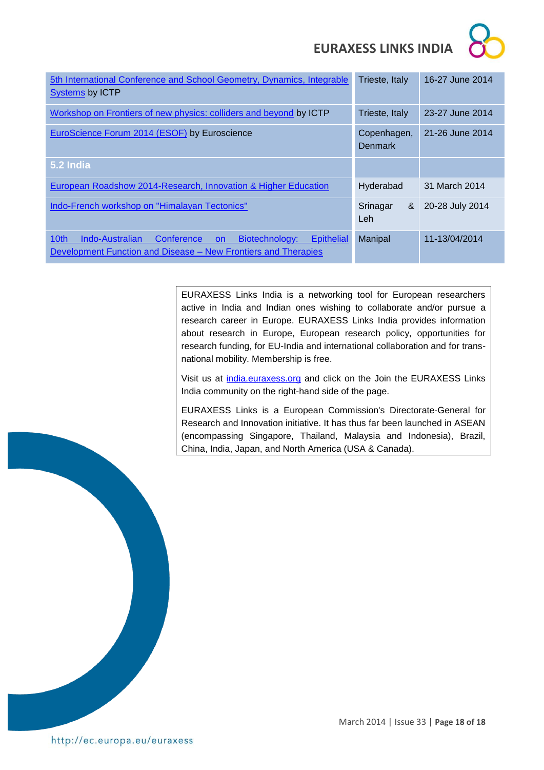| | | |
|---|---|---|
| 5th International Conference and School Geometry, Dynamics, Integrable Systems by ICTP | Trieste, Italy | 16-27 June 2014 |
| Workshop on Frontiers of new physics: colliders and beyond by ICTP | Trieste, Italy | 23-27 June 2014 |
| EuroScience Forum 2014 (ESOF) by Euroscience | Copenhagen, Denmark | 21-26 June 2014 |
| **5.2 India** | | |
| European Roadshow 2014-Research, Innovation & Higher Education | Hyderabad | 31 March 2014 |
| Indo-French workshop on "Himalayan Tectonics" | Srinagar & Leh | 20-28 July 2014 |
| 10th Indo-Australian Conference on Biotechnology: Epithelial Development Function and Disease – New Frontiers and Therapies | Manipal | 11-13/04/2014 |

EURAXESS Links India is a networking tool for European researchers active in India and Indian ones wishing to collaborate and/or pursue a research career in Europe. EURAXESS Links India provides information about research in Europe, European research policy, opportunities for research funding, for EU-India and international collaboration and for trans-national mobility. Membership is free.

Visit us at india.euraxess.org and click on the Join the EURAXESS Links India community on the right-hand side of the page.

EURAXESS Links is a European Commission's Directorate-General for Research and Innovation initiative. It has thus far been launched in ASEAN (encompassing Singapore, Thailand, Malaysia and Indonesia), Brazil, China, India, Japan, and North America (USA & Canada).